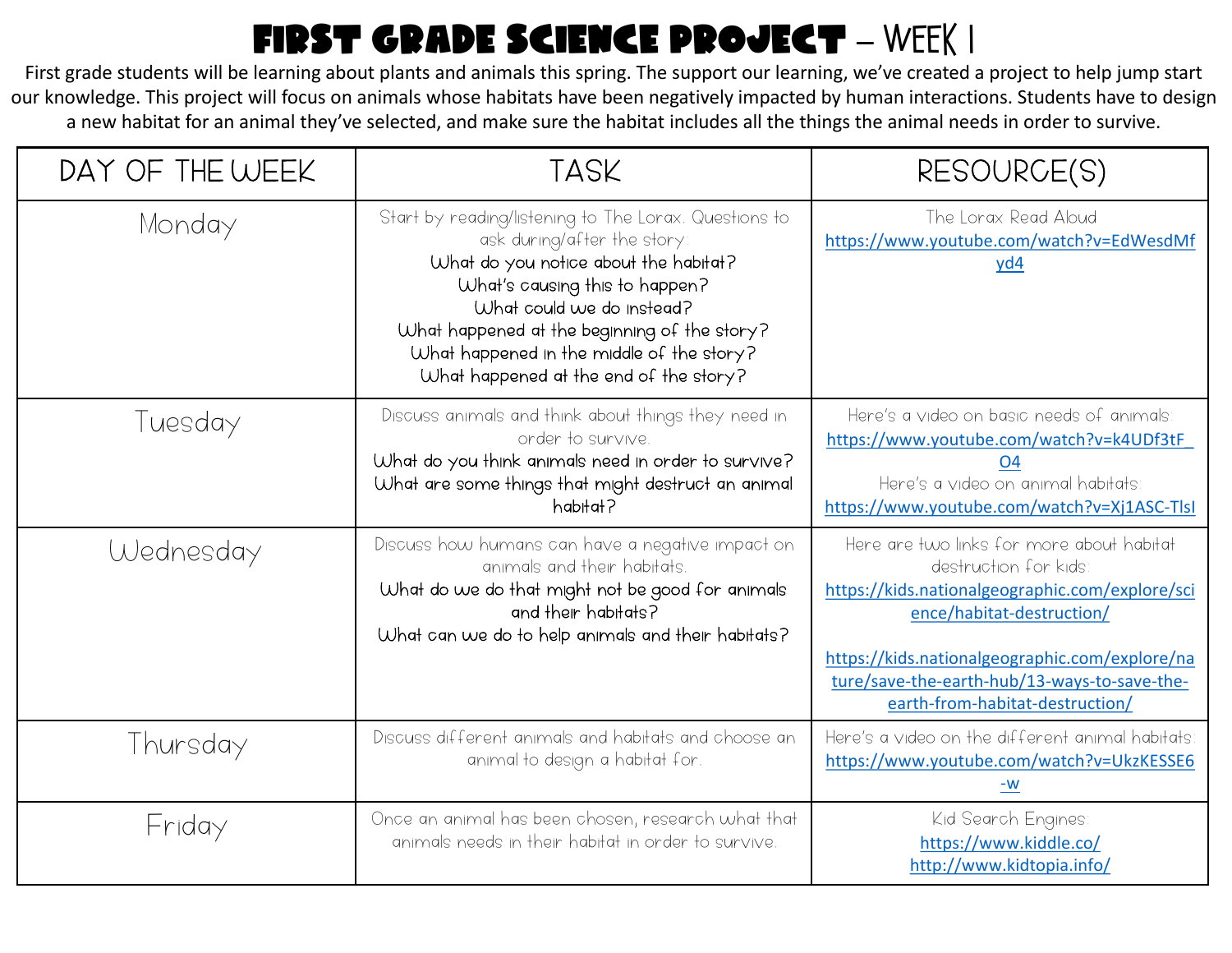# FIRST GRADE SCIENCE PROJECT – WEEK 1

First grade students will be learning about plants and animals this spring. The support our learning, we've created a project to help jump start our knowledge. This project will focus on animals whose habitats have been negatively impacted by human interactions. Students have to design a new habitat for an animal they've selected, and make sure the habitat includes all the things the animal needs in order to survive.

| DAY OF THE WEEK | TASK | RESOURCE(S) |
| --- | --- | --- |
| Monday | Start by reading/listening to The Lorax. Questions to ask during/after the story:<br>What do you notice about the habitat?<br>What's causing this to happen?<br>What could we do instead?<br>What happened at the beginning of the story?<br>What happened in the middle of the story?<br>What happened at the end of the story? | The Lorax Read Aloud<br>https://www.youtube.com/watch?v=EdWesdMfyd4 |
| Tuesday | Discuss animals and think about things they need in order to survive.<br>What do you think animals need in order to survive?<br>What are some things that might destruct an animal habitat? | Here's a video on basic needs of animals:<br>https://www.youtube.com/watch?v=k4UDf3tF_O4<br>Here's a video on animal habitats:<br>https://www.youtube.com/watch?v=Xj1ASC-TlsI |
| Wednesday | Discuss how humans can have a negative impact on animals and their habitats.<br>What do we do that might not be good for animals and their habitats?<br>What can we do to help animals and their habitats? | Here are two links for more about habitat destruction for kids:<br>https://kids.nationalgeographic.com/explore/science/habitat-destruction/<br><br>https://kids.nationalgeographic.com/explore/nature/save-the-earth-hub/13-ways-to-save-the-earth-from-habitat-destruction/ |
| Thursday | Discuss different animals and habitats and choose an animal to design a habitat for. | Here's a video on the different animal habitats:<br>https://www.youtube.com/watch?v=UkzKESSE6-w |
| Friday | Once an animal has been chosen, research what that animals needs in their habitat in order to survive. | Kid Search Engines:<br>https://www.kiddle.co/<br>http://www.kidtopia.info/ |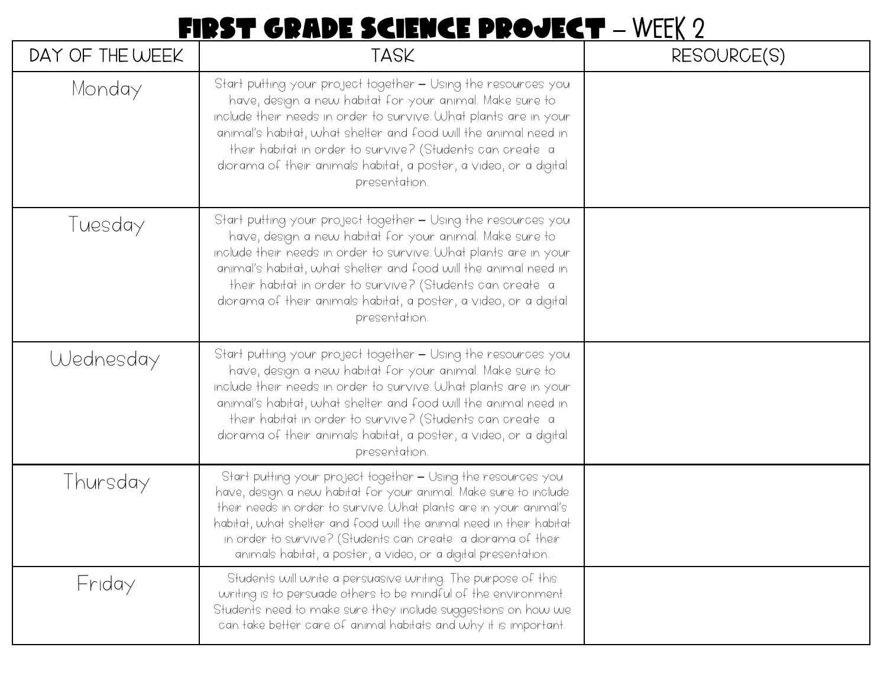# FIRST GRADE SCIENCE PROJECT – WEEK 2

| DAY OF THE WEEK | TASK | RESOURCE(S) |
| --- | --- | --- |
| Monday | Start putting your project together – Using the resources you have, design a new habitat for your animal. Make sure to include their needs in order to survive. What plants are in your animal's habitat, what shelter and food will the animal need in their habitat in order to survive? (Students can create a diorama of their animals habitat, a poster, a video, or a digital presentation. | |
| Tuesday | Start putting your project together – Using the resources you have, design a new habitat for your animal. Make sure to include their needs in order to survive. What plants are in your animal's habitat, what shelter and food will the animal need in their habitat in order to survive? (Students can create a diorama of their animals habitat, a poster, a video, or a digital presentation. | |
| Wednesday | Start putting your project together – Using the resources you have, design a new habitat for your animal. Make sure to include their needs in order to survive. What plants are in your animal's habitat, what shelter and food will the animal need in their habitat in order to survive? (Students can create a diorama of their animals habitat, a poster, a video, or a digital presentation. | |
| Thursday | Start putting your project together – Using the resources you have, design a new habitat for your animal. Make sure to include their needs in order to survive. What plants are in your animal's habitat, what shelter and food will the animal need in their habitat in order to survive? (Students can create a diorama of their animals habitat, a poster, a video, or a digital presentation. | |
| Friday | Students will write a persuasive writing. The purpose of this writing is to persuade others to be mindful of the environment. Students need to make sure they include suggestions on how we can take better care of animal habitats and why it is important. | |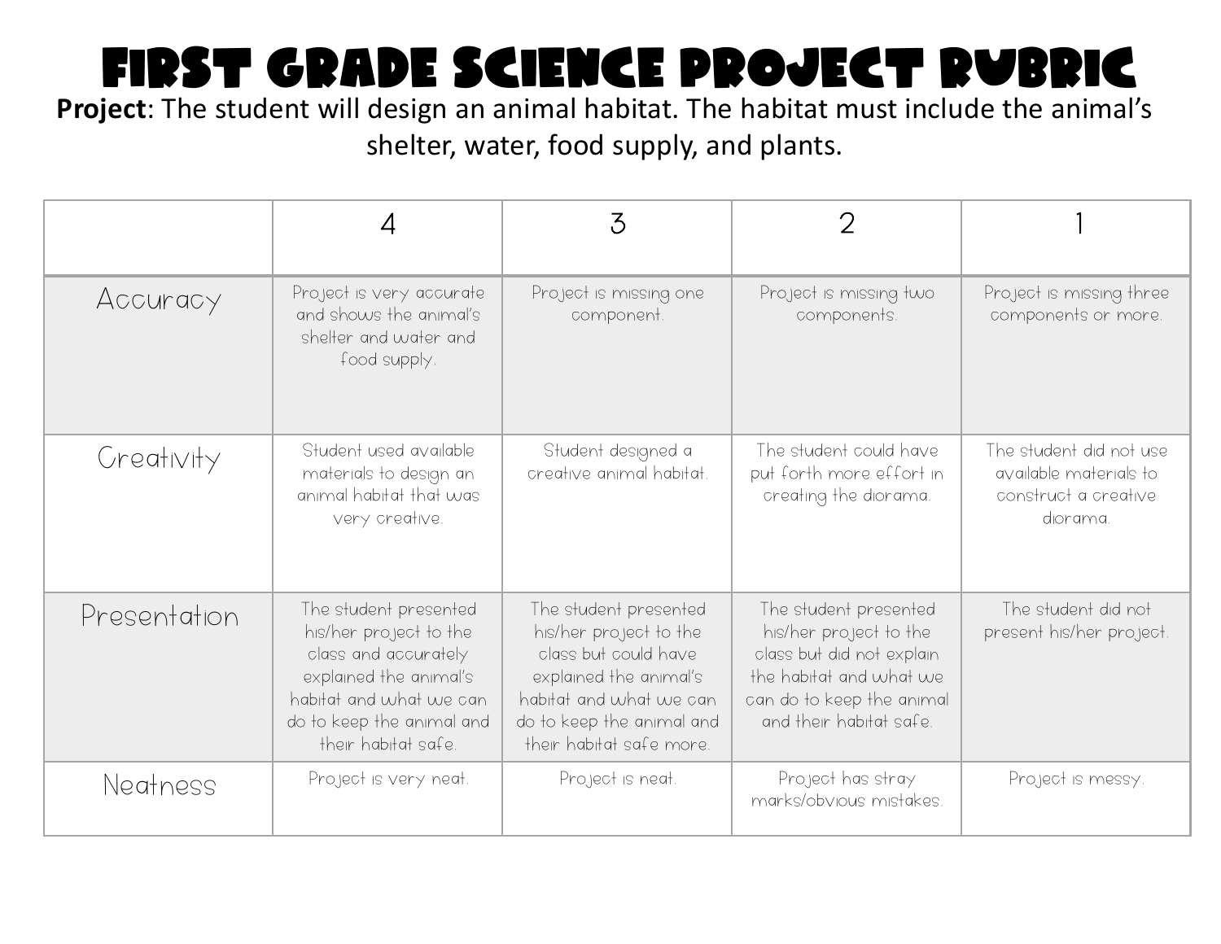# FIRST GRADE SCIENCE PROJECT RUBRIC

**Project**: The student will design an animal habitat. The habitat must include the animal's shelter, water, food supply, and plants.

| | 4 | 3 | 2 | 1 |
|---|---|---|---|---|
| Accuracy | Project is very accurate and shows the animal's shelter and water and food supply. | Project is missing one component. | Project is missing two components. | Project is missing three components or more. |
| Creativity | Student used available materials to design an animal habitat that was very creative. | Student designed a creative animal habitat. | The student could have put forth more effort in creating the diorama. | The student did not use available materials to construct a creative diorama. |
| Presentation | The student presented his/her project to the class and accurately explained the animal's habitat and what we can do to keep the animal and their habitat safe. | The student presented his/her project to the class but could have explained the animal's habitat and what we can do to keep the animal and their habitat safe more. | The student presented his/her project to the class but did not explain the habitat and what we can do to keep the animal and their habitat safe. | The student did not present his/her project. |
| Neatness | Project is very neat. | Project is neat. | Project has stray marks/obvious mistakes. | Project is messy. |